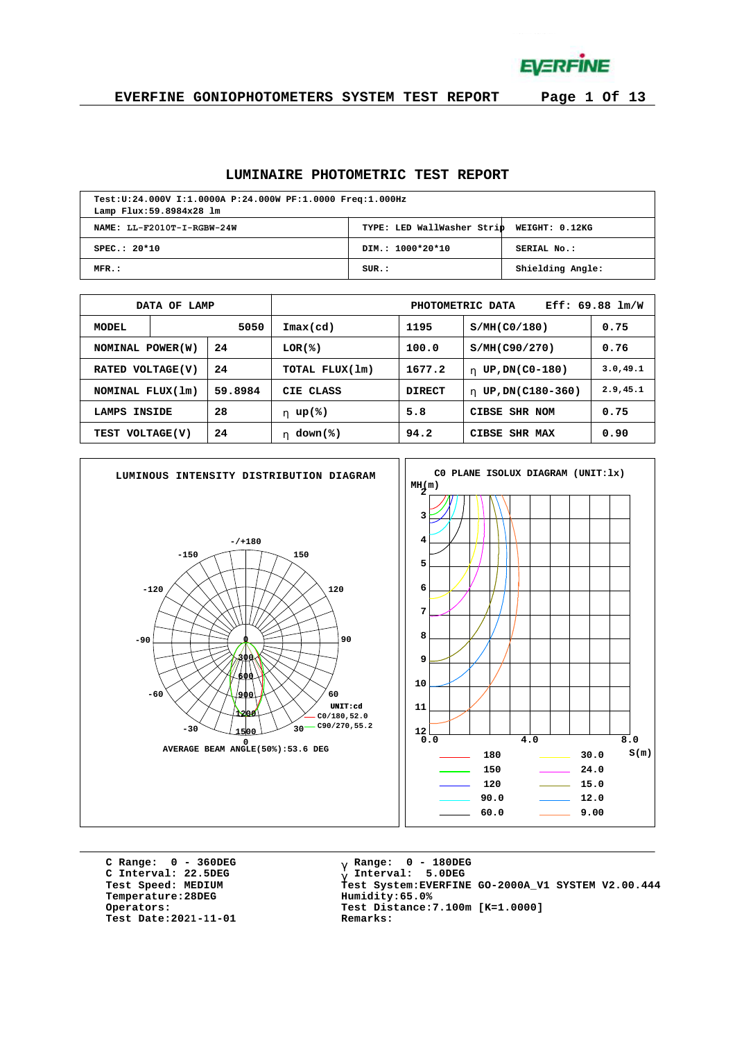# EVERFINE GONIOPHOTOMETERS SYSTEM TEST REPORT

## LUMINAIRE PHOTOMETRIC TEST REPORT

| Test:U:24.000V I:1.0000A P:24.000W PF:1.0000 Freq:1.000Hz<br>Lamp Flux:59.8984x28 lm | | |
|---|---|---|
| NAME: LL-F2010T-I-RGBW-24W | TYPE: LED WallWasher Strip | WEIGHT: 0.12KG |
| SPEC.: 20*10 | DIM.: 1000*20*10 | SERIAL No.: |
| MFR.: | SUR.: | Shielding Angle: |

| DATA OF LAMP | | PHOTOMETRIC DATA | | Eff: 69.88 lm/W | |
|---|---|---|---|---|---|
| MODEL | 5050 | Imax(cd) | 1195 | S/MH(C0/180) | 0.75 |
| NOMINAL POWER(W) | 24 | LOR(%) | 100.0 | S/MH(C90/270) | 0.76 |
| RATED VOLTAGE(V) | 24 | TOTAL FLUX(lm) | 1677.2 | η UP,DN(C0-180) | 3.0,49.1 |
| NOMINAL FLUX(lm) | 59.8984 | CIE CLASS | DIRECT | η UP,DN(C180-360) | 2.9,45.1 |
| LAMPS INSIDE | 28 | η up(%) | 5.8 | CIBSE SHR NOM | 0.75 |
| TEST VOLTAGE(V) | 24 | η down(%) | 94.2 | CIBSE SHR MAX | 0.90 |

LUMINOUS INTENSITY DISTRIBUTION DIAGRAM

UNIT:cd
C0/180,52.0
C90/270,55.2

AVERAGE BEAM ANGLE(50%):53.6 DEG

C0 PLANE ISOLUX DIAGRAM (UNIT:lx)

| Legend | | | |
|---|---|---|---|
| 180 | 30.0 | | |
| 150 | 24.0 | | |
| 120 | 15.0 | | |
| 90.0 | 12.0 | | |
| 60.0 | 9.00 | | |

C Range: 0 - 360DEG
C Interval: 22.5DEG
Test Speed: MEDIUM
Temperature:28DEG
Operators:
Test Date:2021-11-01

γ Range: 0 - 180DEG
γ Interval: 5.0DEG
Test System:EVERFINE GO-2000A_V1 SYSTEM V2.00.444
Humidity:65.0%
Test Distance:7.100m [K=1.0000]
Remarks: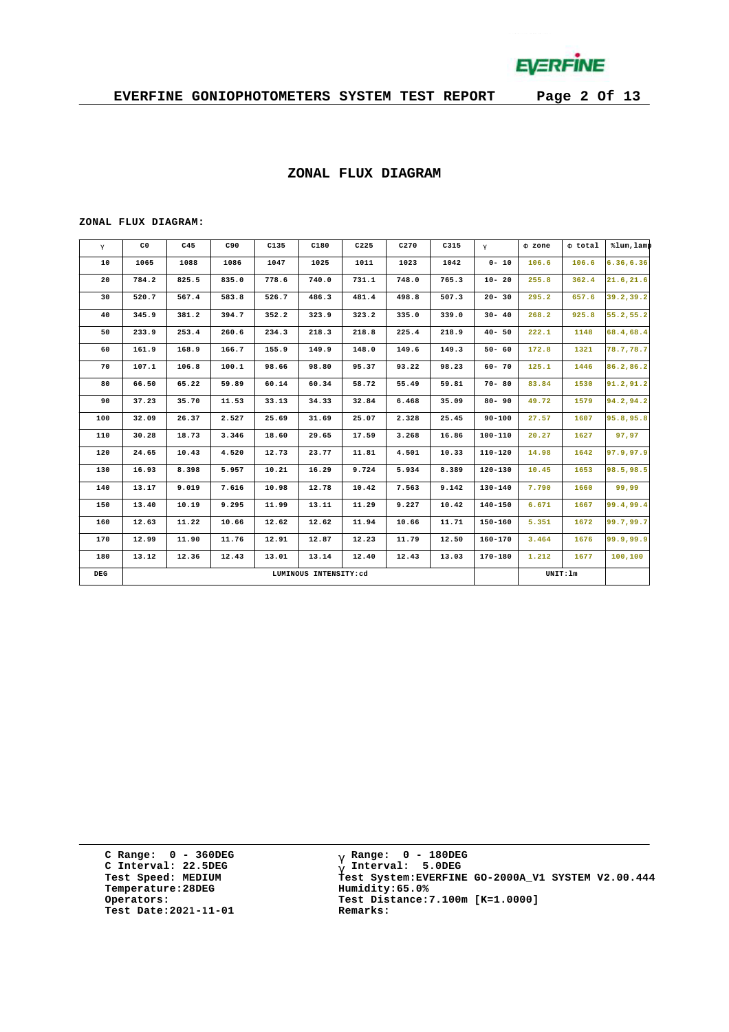## ZONAL FLUX DIAGRAM

ZONAL FLUX DIAGRAM:

| γ | C0 | C45 | C90 | C135 | C180 | C225 | C270 | C315 | γ | Φ zone | Φ total | %lum,lamp |
|---|---|---|---|---|---|---|---|---|---|---|---|---|
| 10 | 1065 | 1088 | 1086 | 1047 | 1025 | 1011 | 1023 | 1042 | 0- 10 | 106.6 | 106.6 | 6.36,6.36 |
| 20 | 784.2 | 825.5 | 835.0 | 778.6 | 740.0 | 731.1 | 748.0 | 765.3 | 10- 20 | 255.8 | 362.4 | 21.6,21.6 |
| 30 | 520.7 | 567.4 | 583.8 | 526.7 | 486.3 | 481.4 | 498.8 | 507.3 | 20- 30 | 295.2 | 657.6 | 39.2,39.2 |
| 40 | 345.9 | 381.2 | 394.7 | 352.2 | 323.9 | 323.2 | 335.0 | 339.0 | 30- 40 | 268.2 | 925.8 | 55.2,55.2 |
| 50 | 233.9 | 253.4 | 260.6 | 234.3 | 218.3 | 218.8 | 225.4 | 218.9 | 40- 50 | 222.1 | 1148 | 68.4,68.4 |
| 60 | 161.9 | 168.9 | 166.7 | 155.9 | 149.9 | 148.0 | 149.6 | 149.3 | 50- 60 | 172.8 | 1321 | 78.7,78.7 |
| 70 | 107.1 | 106.8 | 100.1 | 98.66 | 98.80 | 95.37 | 93.22 | 98.23 | 60- 70 | 125.1 | 1446 | 86.2,86.2 |
| 80 | 66.50 | 65.22 | 59.89 | 60.14 | 60.34 | 58.72 | 55.49 | 59.81 | 70- 80 | 83.84 | 1530 | 91.2,91.2 |
| 90 | 37.23 | 35.70 | 11.53 | 33.13 | 34.33 | 32.84 | 6.468 | 35.09 | 80- 90 | 49.72 | 1579 | 94.2,94.2 |
| 100 | 32.09 | 26.37 | 2.527 | 25.69 | 31.69 | 25.07 | 2.328 | 25.45 | 90-100 | 27.57 | 1607 | 95.8,95.8 |
| 110 | 30.28 | 18.73 | 3.346 | 18.60 | 29.65 | 17.59 | 3.268 | 16.86 | 100-110 | 20.27 | 1627 | 97,97 |
| 120 | 24.65 | 10.43 | 4.520 | 12.73 | 23.77 | 11.81 | 4.501 | 10.33 | 110-120 | 14.98 | 1642 | 97.9,97.9 |
| 130 | 16.93 | 8.398 | 5.957 | 10.21 | 16.29 | 9.724 | 5.934 | 8.389 | 120-130 | 10.45 | 1653 | 98.5,98.5 |
| 140 | 13.17 | 9.019 | 7.616 | 10.98 | 12.78 | 10.42 | 7.563 | 9.142 | 130-140 | 7.790 | 1660 | 99,99 |
| 150 | 13.40 | 10.19 | 9.295 | 11.99 | 13.11 | 11.29 | 9.227 | 10.42 | 140-150 | 6.671 | 1667 | 99.4,99.4 |
| 160 | 12.63 | 11.22 | 10.66 | 12.62 | 12.62 | 11.94 | 10.66 | 11.71 | 150-160 | 5.351 | 1672 | 99.7,99.7 |
| 170 | 12.99 | 11.90 | 11.76 | 12.91 | 12.87 | 12.23 | 11.79 | 12.50 | 160-170 | 3.464 | 1676 | 99.9,99.9 |
| 180 | 13.12 | 12.36 | 12.43 | 13.01 | 13.14 | 12.40 | 12.43 | 13.03 | 170-180 | 1.212 | 1677 | 100,100 |
| DEG | LUMINOUS INTENSITY:cd | | | | | | | | | UNIT:lm | | |

C Range: 0 - 360DEG
C Interval: 22.5DEG
Test Speed: MEDIUM
Temperature:28DEG
Operators:
Test Date:2021-11-01

γ Range: 0 - 180DEG
γ Interval: 5.0DEG
Test System:EVERFINE GO-2000A_V1 SYSTEM V2.00.444
Humidity:65.0%
Test Distance:7.100m [K=1.0000]
Remarks: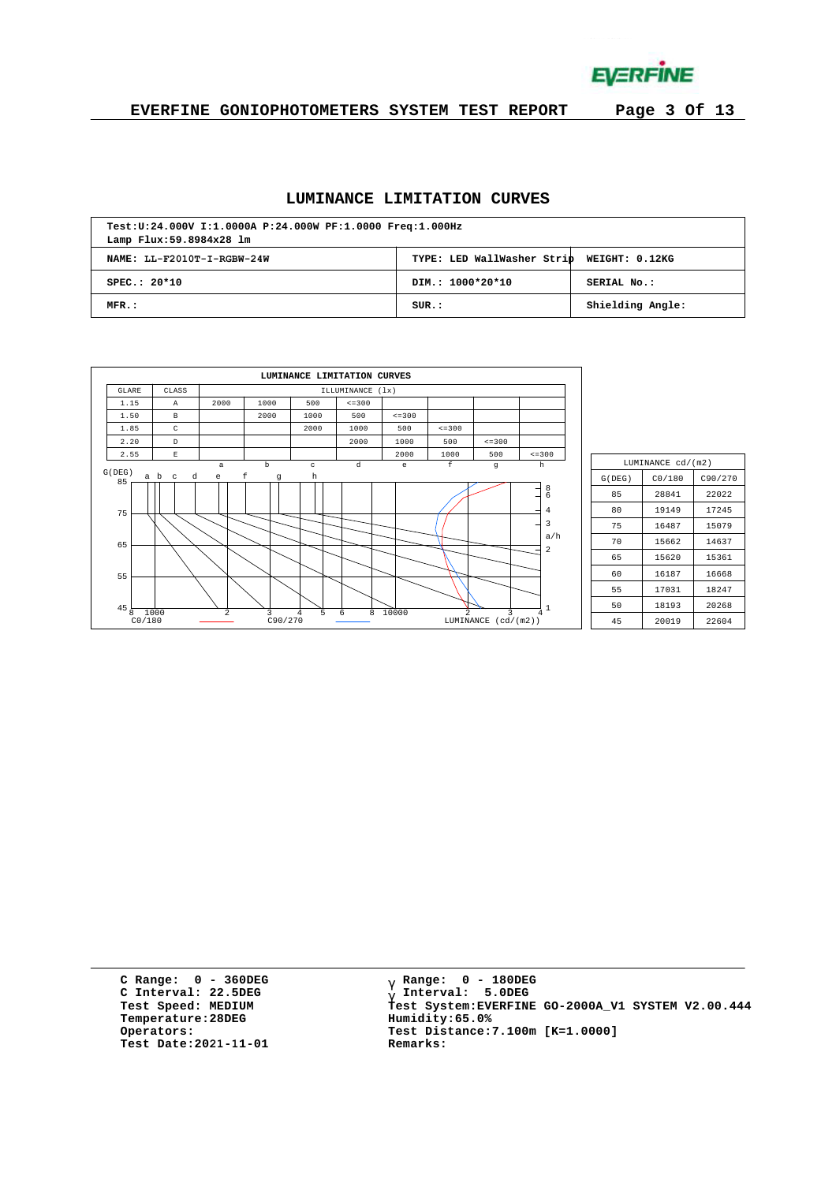## LUMINANCE LIMITATION CURVES

| Test:U:24.000V I:1.0000A P:24.000W PF:1.0000 Freq:1.000Hz<br>Lamp Flux:59.8984x28 lm | | |
|---|---|---|
| NAME: LL-F2010T-I-RGBW-24W | TYPE: LED WallWasher Strip | WEIGHT: 0.12KG |
| SPEC.: 20*10 | DIM.: 1000*20*10 | SERIAL No.: |
| MFR.: | SUR.: | Shielding Angle: |

**LUMINANCE LIMITATION CURVES**

| GLARE | CLASS | ILLUMINANCE (lx) | | | | | | | |
|---|---|---|---|---|---|---|---|---|---|
| 1.15 | A | 2000 | 1000 | 500 | <=300 | | | | |
| 1.50 | B | | 2000 | 1000 | 500 | <=300 | | | |
| 1.85 | C | | | 2000 | 1000 | 500 | <=300 | | |
| 2.20 | D | | | | 2000 | 1000 | 500 | <=300 | |
| 2.55 | E | | | | | 2000 | 1000 | 500 | <=300 |
| | | a | b | c | d | e | f | g | h |

| LUMINANCE cd/(m2) | | |
|---|---|---|
| G(DEG) | C0/180 | C90/270 |
| 85 | 28841 | 22022 |
| 80 | 19149 | 17245 |
| 75 | 16487 | 15079 |
| 70 | 15662 | 14637 |
| 65 | 15620 | 15361 |
| 60 | 16187 | 16668 |
| 55 | 17031 | 18247 |
| 50 | 18193 | 20268 |
| 45 | 20019 | 22604 |

C Range: 0 - 360DEG
C Interval: 22.5DEG
Test Speed: MEDIUM
Temperature:28DEG
Operators:
Test Date:2021-11-01

γ Range: 0 - 180DEG
γ Interval: 5.0DEG
Test System:EVERFINE GO-2000A_V1 SYSTEM V2.00.444
Humidity:65.0%
Test Distance:7.100m [K=1.0000]
Remarks: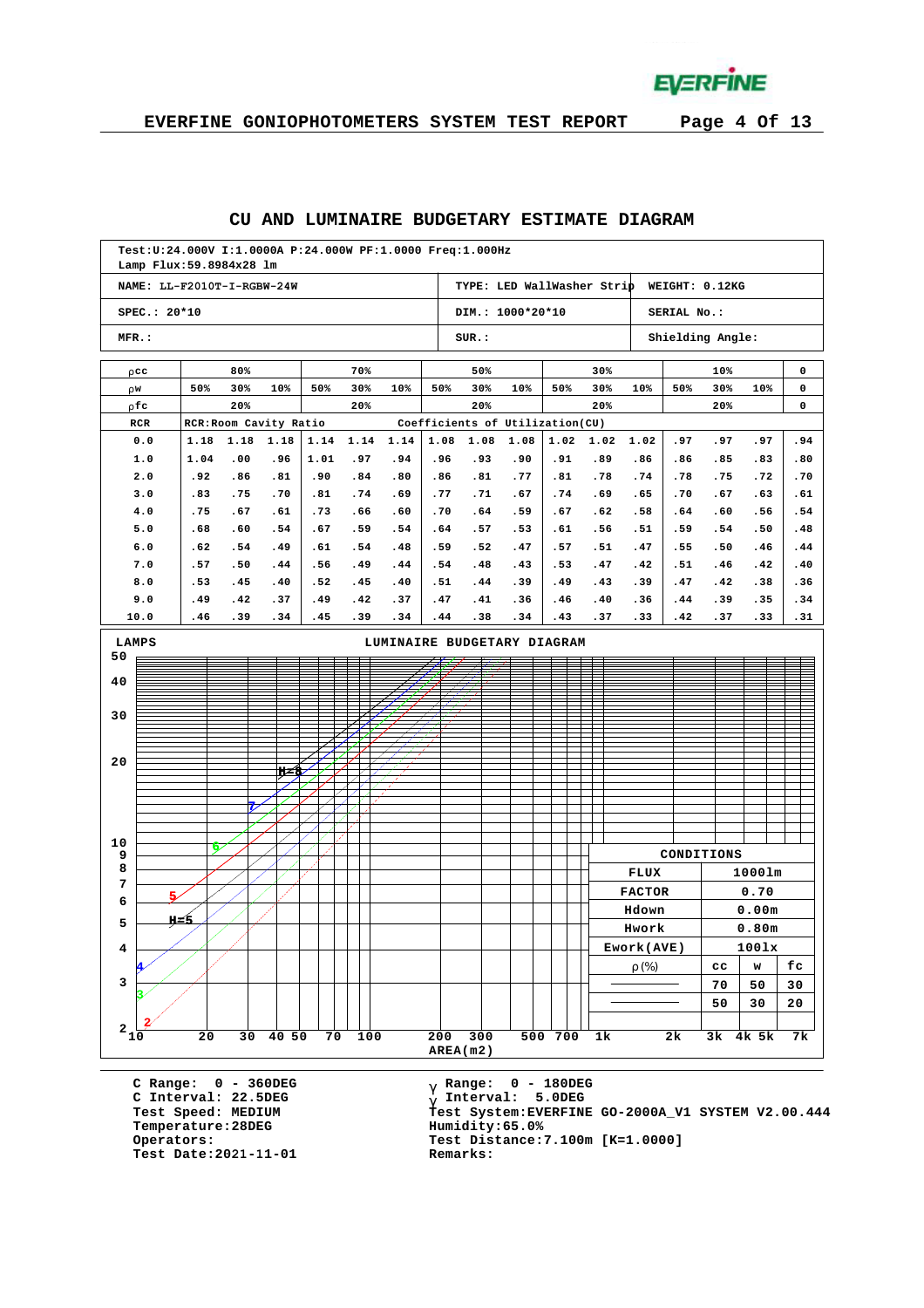# CU AND LUMINAIRE BUDGETARY ESTIMATE DIAGRAM

| Test:U:24.000V I:1.0000A P:24.000W PF:1.0000 Freq:1.000Hz Lamp Flux:59.8984x28 lm | | |
|---|---|---|
| NAME: LL-F2010T-I-RGBW-24W | TYPE: LED WallWasher Strip | WEIGHT: 0.12KG |
| SPEC.: 20*10 | DIM.: 1000*20*10 | SERIAL No.: |
| MFR.: | SUR.: | Shielding Angle: |

| ρcc | 80% | | | 70% | | | 50% | | | 30% | | | 10% | | | 0 |
|---|---|---|---|---|---|---|---|---|---|---|---|---|---|---|---|---|
| ρw | 50% | 30% | 10% | 50% | 30% | 10% | 50% | 30% | 10% | 50% | 30% | 10% | 50% | 30% | 10% | 0 |
| ρfc | 20% | | | 20% | | | 20% | | | 20% | | | 20% | | | 0 |
| RCR | RCR:Room Cavity Ratio | | | | | | Coefficients of Utilization(CU) | | | | | | | | | |
| 0.0 | 1.18 | 1.18 | 1.18 | 1.14 | 1.14 | 1.14 | 1.08 | 1.08 | 1.08 | 1.02 | 1.02 | 1.02 | .97 | .97 | .97 | .94 |
| 1.0 | 1.04 | .00 | .96 | 1.01 | .97 | .94 | .96 | .93 | .90 | .91 | .89 | .86 | .86 | .85 | .83 | .80 |
| 2.0 | .92 | .86 | .81 | .90 | .84 | .80 | .86 | .81 | .77 | .81 | .78 | .74 | .78 | .75 | .72 | .70 |
| 3.0 | .83 | .75 | .70 | .81 | .74 | .69 | .77 | .71 | .67 | .74 | .69 | .65 | .70 | .67 | .63 | .61 |
| 4.0 | .75 | .67 | .61 | .73 | .66 | .60 | .70 | .64 | .59 | .67 | .62 | .58 | .64 | .60 | .56 | .54 |
| 5.0 | .68 | .60 | .54 | .67 | .59 | .54 | .64 | .57 | .53 | .61 | .56 | .51 | .59 | .54 | .50 | .48 |
| 6.0 | .62 | .54 | .49 | .61 | .54 | .48 | .59 | .52 | .47 | .57 | .51 | .47 | .55 | .50 | .46 | .44 |
| 7.0 | .57 | .50 | .44 | .56 | .49 | .44 | .54 | .48 | .43 | .53 | .47 | .42 | .51 | .46 | .42 | .40 |
| 8.0 | .53 | .45 | .40 | .52 | .45 | .40 | .51 | .44 | .39 | .49 | .43 | .39 | .47 | .42 | .38 | .36 |
| 9.0 | .49 | .42 | .37 | .49 | .42 | .37 | .47 | .41 | .36 | .46 | .40 | .36 | .44 | .39 | .35 | .34 |
| 10.0 | .46 | .39 | .34 | .45 | .39 | .34 | .44 | .38 | .34 | .43 | .37 | .33 | .42 | .37 | .33 | .31 |

## LUMINAIRE BUDGETARY DIAGRAM

LAMPS (2 – 50) vs AREA(m2) (10 – 7k), curves H=5 to H=8 (labels 2–8).

| CONDITIONS | | | |
|---|---|---|---|
| FLUX | 1000lm | | |
| FACTOR | 0.70 | | |
| Hdown | 0.00m | | |
| Hwork | 0.80m | | |
| Ework(AVE) | 100lx | | |
| ρ(%) | cc | w | fc |
| ———— | 70 | 50 | 30 |
| ———— | 50 | 30 | 20 |

C Range: 0 - 360DEG
C Interval: 22.5DEG
Test Speed: MEDIUM
Temperature:28DEG
Operators:
Test Date:2021-11-01

γ Range: 0 - 180DEG
γ Interval: 5.0DEG
Test System:EVERFINE GO-2000A_V1 SYSTEM V2.00.444
Humidity:65.0%
Test Distance:7.100m [K=1.0000]
Remarks: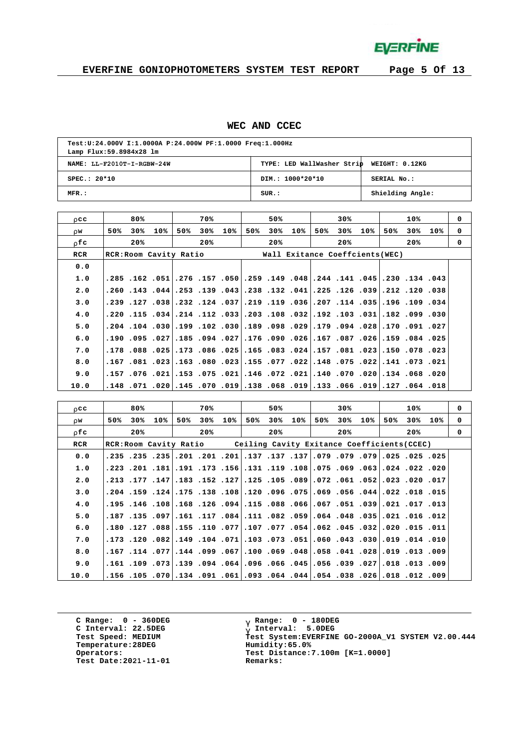## WEC AND CCEC

| Test:U:24.000V I:1.0000A P:24.000W PF:1.0000 Freq:1.000Hz<br>Lamp Flux:59.8984x28 lm | | |
|---|---|---|
| NAME: LL-F2010T-I-RGBW-24W | TYPE: LED WallWasher Strip | WEIGHT: 0.12KG |
| SPEC.: 20*10 | DIM.: 1000*20*10 | SERIAL No.: |
| MFR.: | SUR.: | Shielding Angle: |

| ρcc | 80% | | | 70% | | | 50% | | | 30% | | | 10% | | | 0 |
|---|---|---|---|---|---|---|---|---|---|---|---|---|---|---|---|---|
| ρw | 50% | 30% | 10% | 50% | 30% | 10% | 50% | 30% | 10% | 50% | 30% | 10% | 50% | 30% | 10% | 0 |
| ρfc | 20% | | | 20% | | | 20% | | | 20% | | | 20% | | | 0 |
| RCR | RCR:Room Cavity Ratio | | | | | | Wall Exitance Coeffcients(WEC) | | | | | | | | | |
| 0.0 | | | | | | | | | | | | | | | | |
| 1.0 | .285 | .162 | .051 | .276 | .157 | .050 | .259 | .149 | .048 | .244 | .141 | .045 | .230 | .134 | .043 | |
| 2.0 | .260 | .143 | .044 | .253 | .139 | .043 | .238 | .132 | .041 | .225 | .126 | .039 | .212 | .120 | .038 | |
| 3.0 | .239 | .127 | .038 | .232 | .124 | .037 | .219 | .119 | .036 | .207 | .114 | .035 | .196 | .109 | .034 | |
| 4.0 | .220 | .115 | .034 | .214 | .112 | .033 | .203 | .108 | .032 | .192 | .103 | .031 | .182 | .099 | .030 | |
| 5.0 | .204 | .104 | .030 | .199 | .102 | .030 | .189 | .098 | .029 | .179 | .094 | .028 | .170 | .091 | .027 | |
| 6.0 | .190 | .095 | .027 | .185 | .094 | .027 | .176 | .090 | .026 | .167 | .087 | .026 | .159 | .084 | .025 | |
| 7.0 | .178 | .088 | .025 | .173 | .086 | .025 | .165 | .083 | .024 | .157 | .081 | .023 | .150 | .078 | .023 | |
| 8.0 | .167 | .081 | .023 | .163 | .080 | .023 | .155 | .077 | .022 | .148 | .075 | .022 | .141 | .073 | .021 | |
| 9.0 | .157 | .076 | .021 | .153 | .075 | .021 | .146 | .072 | .021 | .140 | .070 | .020 | .134 | .068 | .020 | |
| 10.0 | .148 | .071 | .020 | .145 | .070 | .019 | .138 | .068 | .019 | .133 | .066 | .019 | .127 | .064 | .018 | |

| ρcc | 80% | | | 70% | | | 50% | | | 30% | | | 10% | | | 0 |
|---|---|---|---|---|---|---|---|---|---|---|---|---|---|---|---|---|
| ρw | 50% | 30% | 10% | 50% | 30% | 10% | 50% | 30% | 10% | 50% | 30% | 10% | 50% | 30% | 10% | 0 |
| ρfc | 20% | | | 20% | | | 20% | | | 20% | | | 20% | | | 0 |
| RCR | RCR:Room Cavity Ratio | | | | | Ceiling Cavity Exitance Coefficients(CCEC) | | | | | | | | | | |
| 0.0 | .235 | .235 | .235 | .201 | .201 | .201 | .137 | .137 | .137 | .079 | .079 | .079 | .025 | .025 | .025 | |
| 1.0 | .223 | .201 | .181 | .191 | .173 | .156 | .131 | .119 | .108 | .075 | .069 | .063 | .024 | .022 | .020 | |
| 2.0 | .213 | .177 | .147 | .183 | .152 | .127 | .125 | .105 | .089 | .072 | .061 | .052 | .023 | .020 | .017 | |
| 3.0 | .204 | .159 | .124 | .175 | .138 | .108 | .120 | .096 | .075 | .069 | .056 | .044 | .022 | .018 | .015 | |
| 4.0 | .195 | .146 | .108 | .168 | .126 | .094 | .115 | .088 | .066 | .067 | .051 | .039 | .021 | .017 | .013 | |
| 5.0 | .187 | .135 | .097 | .161 | .117 | .084 | .111 | .082 | .059 | .064 | .048 | .035 | .021 | .016 | .012 | |
| 6.0 | .180 | .127 | .088 | .155 | .110 | .077 | .107 | .077 | .054 | .062 | .045 | .032 | .020 | .015 | .011 | |
| 7.0 | .173 | .120 | .082 | .149 | .104 | .071 | .103 | .073 | .051 | .060 | .043 | .030 | .019 | .014 | .010 | |
| 8.0 | .167 | .114 | .077 | .144 | .099 | .067 | .100 | .069 | .048 | .058 | .041 | .028 | .019 | .013 | .009 | |
| 9.0 | .161 | .109 | .073 | .139 | .094 | .064 | .096 | .066 | .045 | .056 | .039 | .027 | .018 | .013 | .009 | |
| 10.0 | .156 | .105 | .070 | .134 | .091 | .061 | .093 | .064 | .044 | .054 | .038 | .026 | .018 | .012 | .009 | |

C Range: 0 - 360DEG
C Interval: 22.5DEG
Test Speed: MEDIUM
Temperature:28DEG
Operators:
Test Date:2021-11-01

γ Range: 0 - 180DEG
γ Interval: 5.0DEG
Test System:EVERFINE GO-2000A_V1 SYSTEM V2.00.444
Humidity:65.0%
Test Distance:7.100m [K=1.0000]
Remarks: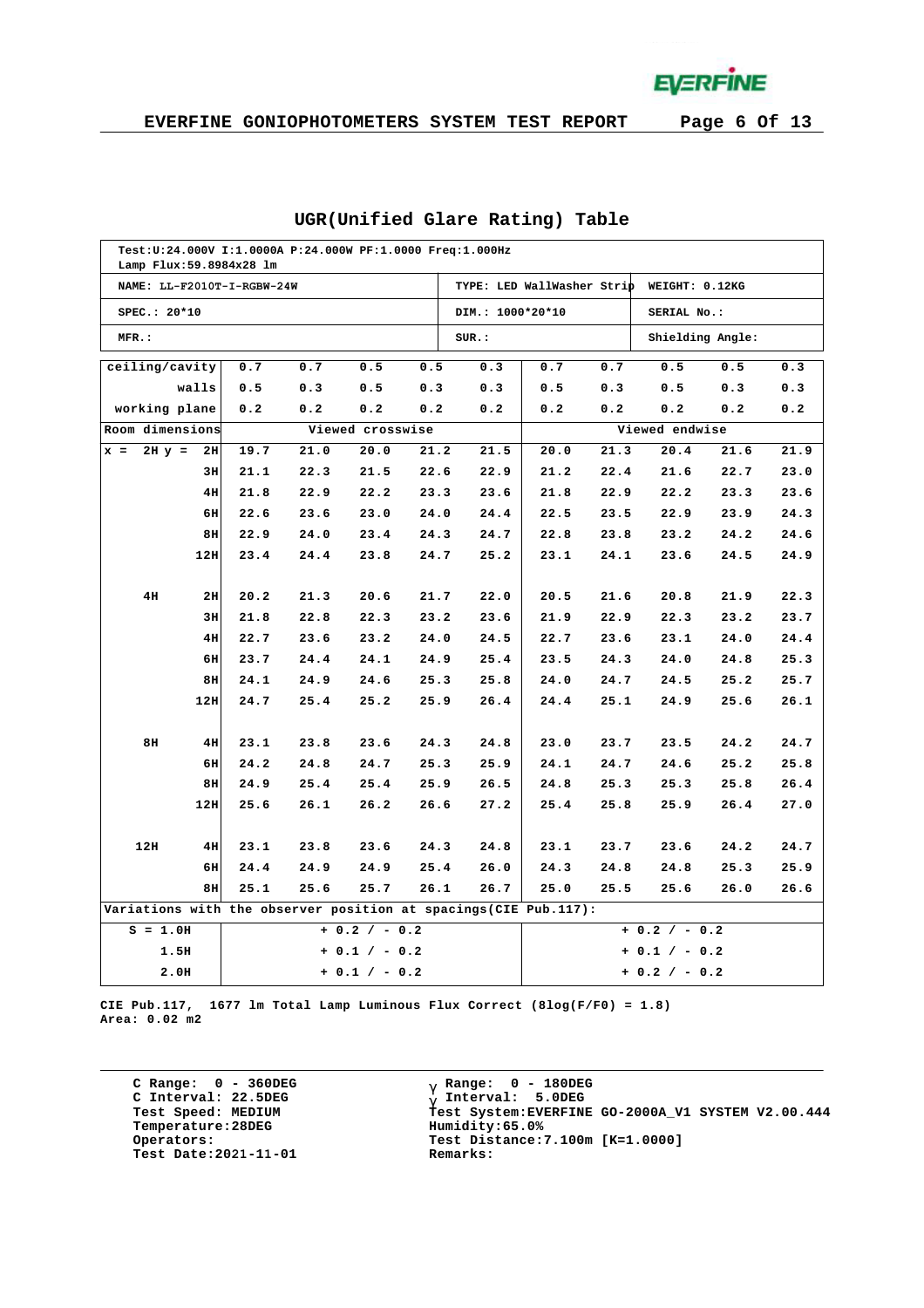## UGR(Unified Glare Rating) Table

| Test:U:24.000V I:1.0000A P:24.000W PF:1.0000 Freq:1.000Hz<br>Lamp Flux:59.8984x28 lm | | |
|---|---|---|
| NAME: LL-F2010T-I-RGBW-24W | TYPE: LED WallWasher Strip | WEIGHT: 0.12KG |
| SPEC.: 20*10 | DIM.: 1000*20*10 | SERIAL No.: |
| MFR.: | SUR.: | Shielding Angle: |

| ceiling/cavity | | 0.7 | 0.7 | 0.5 | 0.5 | 0.3 | 0.7 | 0.7 | 0.5 | 0.5 | 0.3 |
|---|---|---|---|---|---|---|---|---|---|---|---|
| walls | | 0.5 | 0.3 | 0.5 | 0.3 | 0.3 | 0.5 | 0.3 | 0.5 | 0.3 | 0.3 |
| working plane | | 0.2 | 0.2 | 0.2 | 0.2 | 0.2 | 0.2 | 0.2 | 0.2 | 0.2 | 0.2 |
| Room dimensions | | Viewed crosswise | | | | | Viewed endwise | | | | |
| x = 2H | y = 2H | 19.7 | 21.0 | 20.0 | 21.2 | 21.5 | 20.0 | 21.3 | 20.4 | 21.6 | 21.9 |
| | 3H | 21.1 | 22.3 | 21.5 | 22.6 | 22.9 | 21.2 | 22.4 | 21.6 | 22.7 | 23.0 |
| | 4H | 21.8 | 22.9 | 22.2 | 23.3 | 23.6 | 21.8 | 22.9 | 22.2 | 23.3 | 23.6 |
| | 6H | 22.6 | 23.6 | 23.0 | 24.0 | 24.4 | 22.5 | 23.5 | 22.9 | 23.9 | 24.3 |
| | 8H | 22.9 | 24.0 | 23.4 | 24.3 | 24.7 | 22.8 | 23.8 | 23.2 | 24.2 | 24.6 |
| | 12H | 23.4 | 24.4 | 23.8 | 24.7 | 25.2 | 23.1 | 24.1 | 23.6 | 24.5 | 24.9 |
| 4H | 2H | 20.2 | 21.3 | 20.6 | 21.7 | 22.0 | 20.5 | 21.6 | 20.8 | 21.9 | 22.3 |
| | 3H | 21.8 | 22.8 | 22.3 | 23.2 | 23.6 | 21.9 | 22.9 | 22.3 | 23.2 | 23.7 |
| | 4H | 22.7 | 23.6 | 23.2 | 24.0 | 24.5 | 22.7 | 23.6 | 23.1 | 24.0 | 24.4 |
| | 6H | 23.7 | 24.4 | 24.1 | 24.9 | 25.4 | 23.5 | 24.3 | 24.0 | 24.8 | 25.3 |
| | 8H | 24.1 | 24.9 | 24.6 | 25.3 | 25.8 | 24.0 | 24.7 | 24.5 | 25.2 | 25.7 |
| | 12H | 24.7 | 25.4 | 25.2 | 25.9 | 26.4 | 24.4 | 25.1 | 24.9 | 25.6 | 26.1 |
| 8H | 4H | 23.1 | 23.8 | 23.6 | 24.3 | 24.8 | 23.0 | 23.7 | 23.5 | 24.2 | 24.7 |
| | 6H | 24.2 | 24.8 | 24.7 | 25.3 | 25.9 | 24.1 | 24.7 | 24.6 | 25.2 | 25.8 |
| | 8H | 24.9 | 25.4 | 25.4 | 25.9 | 26.5 | 24.8 | 25.3 | 25.3 | 25.8 | 26.4 |
| | 12H | 25.6 | 26.1 | 26.2 | 26.6 | 27.2 | 25.4 | 25.8 | 25.9 | 26.4 | 27.0 |
| 12H | 4H | 23.1 | 23.8 | 23.6 | 24.3 | 24.8 | 23.1 | 23.7 | 23.6 | 24.2 | 24.7 |
| | 6H | 24.4 | 24.9 | 24.9 | 25.4 | 26.0 | 24.3 | 24.8 | 24.8 | 25.3 | 25.9 |
| | 8H | 25.1 | 25.6 | 25.7 | 26.1 | 26.7 | 25.0 | 25.5 | 25.6 | 26.0 | 26.6 |
| Variations with the observer position at spacings(CIE Pub.117): | | | | | | | | | | | |
| S = 1.0H | | + 0.2 / - 0.2 | | | | | + 0.2 / - 0.2 | | | | |
| 1.5H | | + 0.1 / - 0.2 | | | | | + 0.1 / - 0.2 | | | | |
| 2.0H | | + 0.1 / - 0.2 | | | | | + 0.2 / - 0.2 | | | | |

CIE Pub.117, 1677 lm Total Lamp Luminous Flux Correct (8log(F/F0) = 1.8)
Area: 0.02 m2

C Range: 0 - 360DEG
C Interval: 22.5DEG
Test Speed: MEDIUM
Temperature:28DEG
Operators:
Test Date:2021-11-01

γ Range: 0 - 180DEG
γ Interval: 5.0DEG
Test System:EVERFINE GO-2000A_V1 SYSTEM V2.00.444
Humidity:65.0%
Test Distance:7.100m [K=1.0000]
Remarks: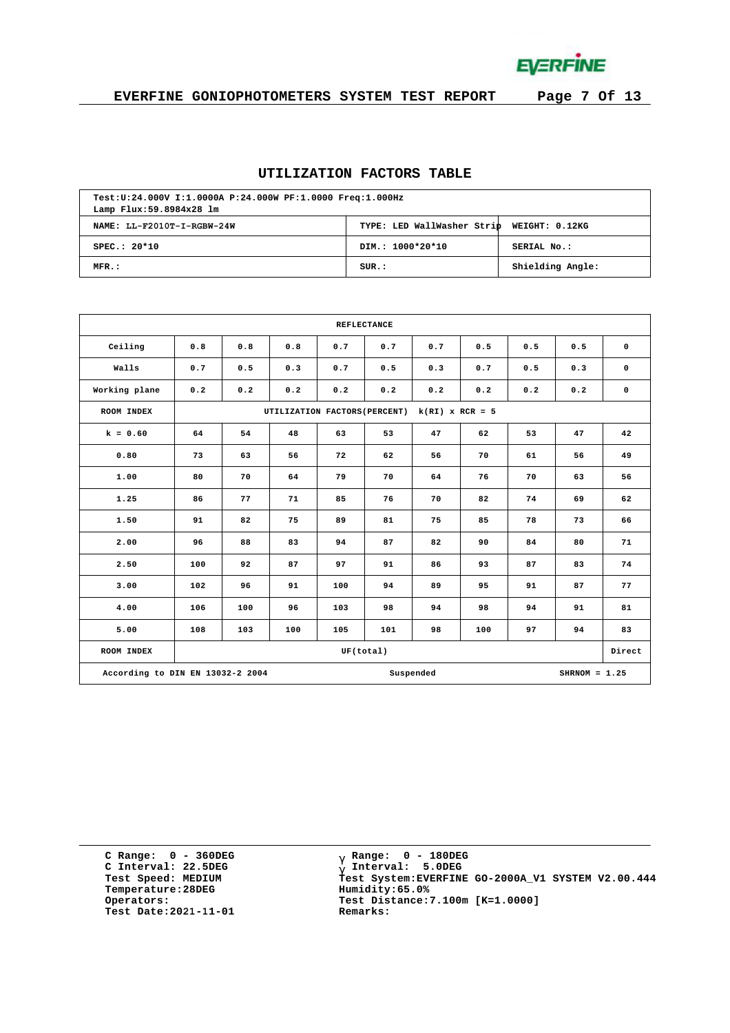## UTILIZATION FACTORS TABLE

| Test:U:24.000V I:1.0000A P:24.000W PF:1.0000 Freq:1.000Hz<br>Lamp Flux:59.8984x28 lm | | |
|---|---|---|
| NAME: LL-F2010T-I-RGBW-24W | TYPE: LED WallWasher Strip | WEIGHT: 0.12KG |
| SPEC.: 20*10 | DIM.: 1000*20*10 | SERIAL No.: |
| MFR.: | SUR.: | Shielding Angle: |

| REFLECTANCE | | | | | | | | | | |
|---|---|---|---|---|---|---|---|---|---|---|
| Ceiling | 0.8 | 0.8 | 0.8 | 0.7 | 0.7 | 0.7 | 0.5 | 0.5 | 0.5 | 0 |
| Walls | 0.7 | 0.5 | 0.3 | 0.7 | 0.5 | 0.3 | 0.7 | 0.5 | 0.3 | 0 |
| Working plane | 0.2 | 0.2 | 0.2 | 0.2 | 0.2 | 0.2 | 0.2 | 0.2 | 0.2 | 0 |
| ROOM INDEX | UTILIZATION FACTORS(PERCENT) k(RI) x RCR = 5 | | | | | | | | | |
| k = 0.60 | 64 | 54 | 48 | 63 | 53 | 47 | 62 | 53 | 47 | 42 |
| 0.80 | 73 | 63 | 56 | 72 | 62 | 56 | 70 | 61 | 56 | 49 |
| 1.00 | 80 | 70 | 64 | 79 | 70 | 64 | 76 | 70 | 63 | 56 |
| 1.25 | 86 | 77 | 71 | 85 | 76 | 70 | 82 | 74 | 69 | 62 |
| 1.50 | 91 | 82 | 75 | 89 | 81 | 75 | 85 | 78 | 73 | 66 |
| 2.00 | 96 | 88 | 83 | 94 | 87 | 82 | 90 | 84 | 80 | 71 |
| 2.50 | 100 | 92 | 87 | 97 | 91 | 86 | 93 | 87 | 83 | 74 |
| 3.00 | 102 | 96 | 91 | 100 | 94 | 89 | 95 | 91 | 87 | 77 |
| 4.00 | 106 | 100 | 96 | 103 | 98 | 94 | 98 | 94 | 91 | 81 |
| 5.00 | 108 | 103 | 100 | 105 | 101 | 98 | 100 | 97 | 94 | 83 |
| ROOM INDEX | UF(total) | | | | | | | | | Direct |
| According to DIN EN 13032-2 2004 | | | | Suspended | | | | SHRNOM = 1.25 | | |

C Range: 0 - 360DEG
C Interval: 22.5DEG
Test Speed: MEDIUM
Temperature:28DEG
Operators:
Test Date:2021-11-01

γ Range: 0 - 180DEG
γ Interval: 5.0DEG
Test System:EVERFINE GO-2000A_V1 SYSTEM V2.00.444
Humidity:65.0%
Test Distance:7.100m [K=1.0000]
Remarks: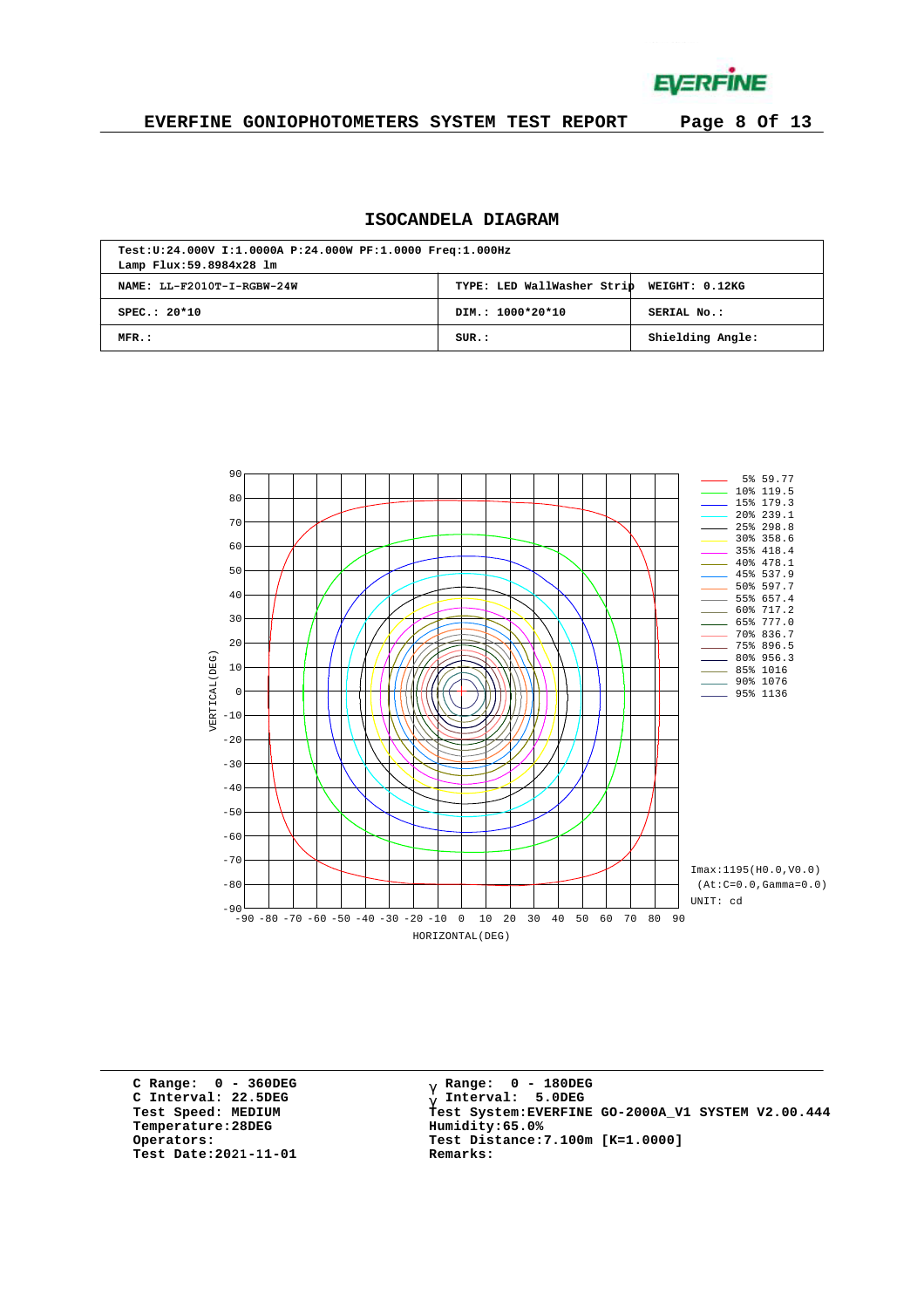## ISOCANDELA DIAGRAM

| Test:U:24.000V I:1.0000A P:24.000W PF:1.0000 Freq:1.000Hz<br>Lamp Flux:59.8984x28 lm | | |
|---|---|---|
| NAME: LL-F2010T-I-RGBW-24W | TYPE: LED WallWasher Strip | WEIGHT: 0.12KG |
| SPEC.: 20*10 | DIM.: 1000*20*10 | SERIAL No.: |
| MFR.: | SUR.: | Shielding Angle: |

5% 59.77
10% 119.5
15% 179.3
20% 239.1
25% 298.8
30% 358.6
35% 418.4
40% 478.1
45% 537.9
50% 597.7
55% 657.4
60% 717.2
65% 777.0
70% 836.7
75% 896.5
80% 956.3
85% 1016
90% 1076
95% 1136

Imax:1195(H0.0,V0.0)
(At:C=0.0,Gamma=0.0)
UNIT: cd

VERTICAL(DEG)
HORIZONTAL(DEG)

C Range: 0 - 360DEG
C Interval: 22.5DEG
Test Speed: MEDIUM
Temperature:28DEG
Operators:
Test Date:2021-11-01

γ Range: 0 - 180DEG
γ Interval: 5.0DEG
Test System:EVERFINE GO-2000A_V1 SYSTEM V2.00.444
Humidity:65.0%
Test Distance:7.100m [K=1.0000]
Remarks: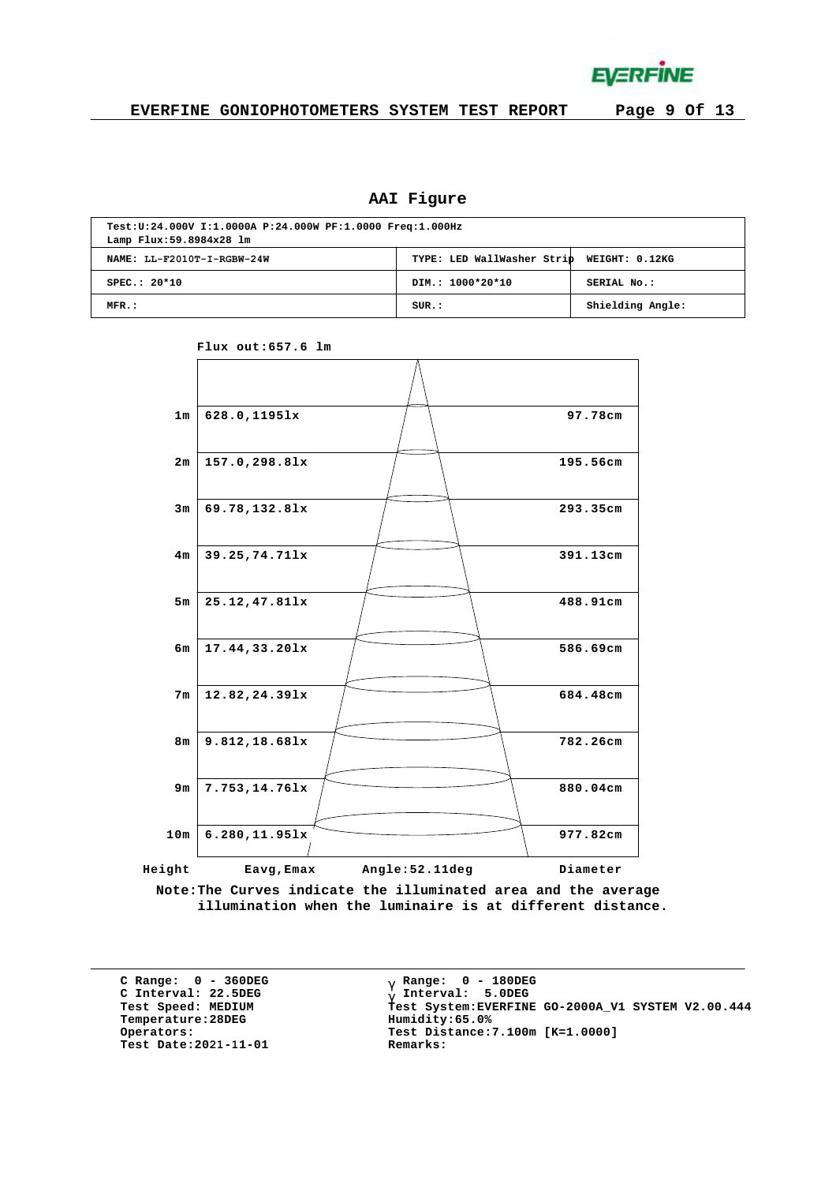## AAI Figure

| Test:U:24.000V I:1.0000A P:24.000W PF:1.0000 Freq:1.000Hz<br>Lamp Flux:59.8984x28 lm | | |
|---|---|---|
| NAME: LL-F2010T-I-RGBW-24W | TYPE: LED WallWasher Strip | WEIGHT: 0.12KG |
| SPEC.: 20*10 | DIM.: 1000*20*10 | SERIAL No.: |
| MFR.: | SUR.: | Shielding Angle: |

Flux out:657.6 lm

| Height | Eavg,Emax | Diameter |
|---|---|---|
| 1m | 628.0,1195lx | 97.78cm |
| 2m | 157.0,298.8lx | 195.56cm |
| 3m | 69.78,132.8lx | 293.35cm |
| 4m | 39.25,74.71lx | 391.13cm |
| 5m | 25.12,47.81lx | 488.91cm |
| 6m | 17.44,33.20lx | 586.69cm |
| 7m | 12.82,24.39lx | 684.48cm |
| 8m | 9.812,18.68lx | 782.26cm |
| 9m | 7.753,14.76lx | 880.04cm |
| 10m | 6.280,11.95lx | 977.82cm |

Angle:52.11deg

Note:The Curves indicate the illuminated area and the average illumination when the luminaire is at different distance.

C Range: 0 - 360DEG
C Interval: 22.5DEG
Test Speed: MEDIUM
Temperature:28DEG
Operators:
Test Date:2021-11-01

γ Range: 0 - 180DEG
γ Interval: 5.0DEG
Test System:EVERFINE GO-2000A_V1 SYSTEM V2.00.444
Humidity:65.0%
Test Distance:7.100m [K=1.0000]
Remarks: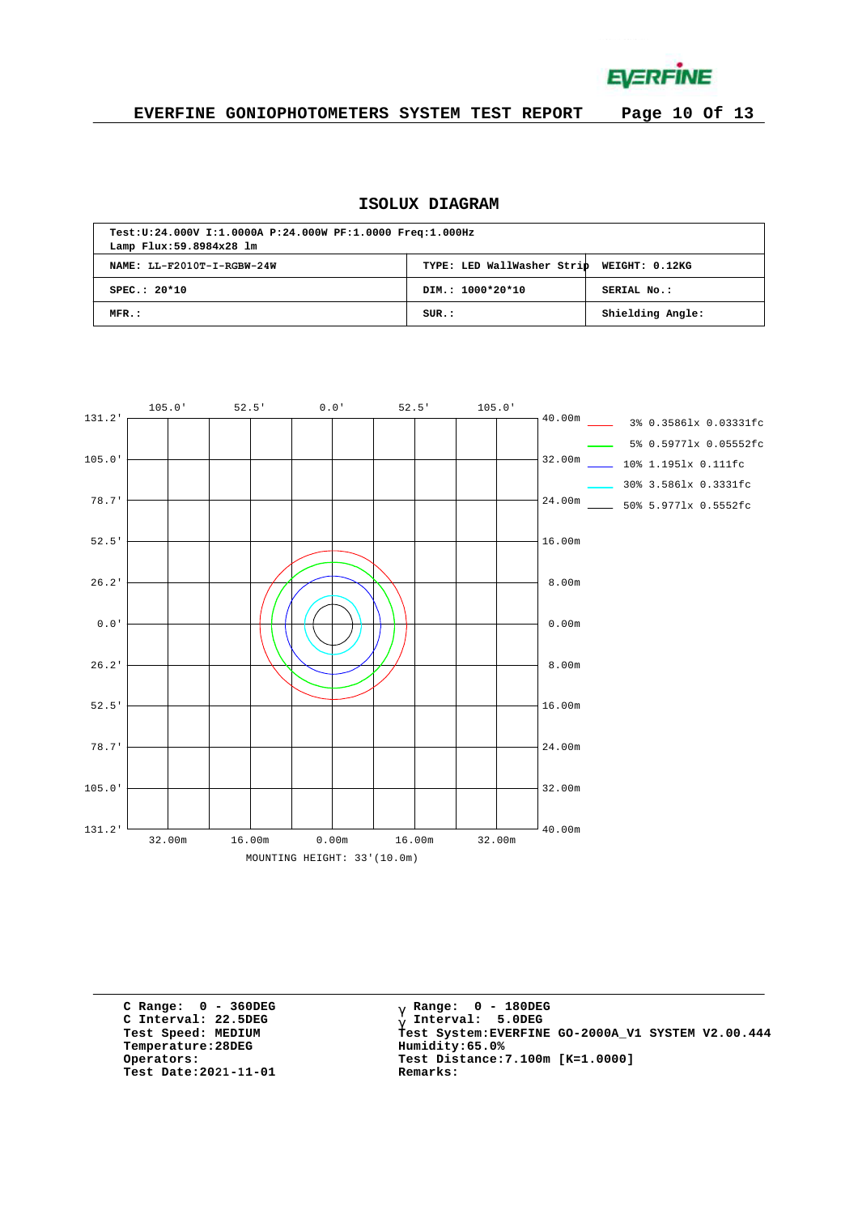## ISOLUX DIAGRAM

| Test:U:24.000V I:1.0000A P:24.000W PF:1.0000 Freq:1.000Hz Lamp Flux:59.8984x28 lm | | |
|---|---|---|
| NAME: LL-F2010T-I-RGBW-24W | TYPE: LED WallWasher Strip | WEIGHT: 0.12KG |
| SPEC.: 20*10 | DIM.: 1000*20*10 | SERIAL No.: |
| MFR.: | SUR.: | Shielding Angle: |

Legend:
- 3% 0.3586lx 0.03331fc
- 5% 0.5977lx 0.05552fc
- 10% 1.195lx 0.111fc
- 30% 3.586lx 0.3331fc
- 50% 5.977lx 0.5552fc

MOUNTING HEIGHT: 33'(10.0m)

C Range: 0 - 360DEG
C Interval: 22.5DEG
Test Speed: MEDIUM
Temperature:28DEG
Operators:
Test Date:2021-11-01

γ Range: 0 - 180DEG
γ Interval: 5.0DEG
Test System:EVERFINE GO-2000A_V1 SYSTEM V2.00.444
Humidity:65.0%
Test Distance:7.100m [K=1.0000]
Remarks: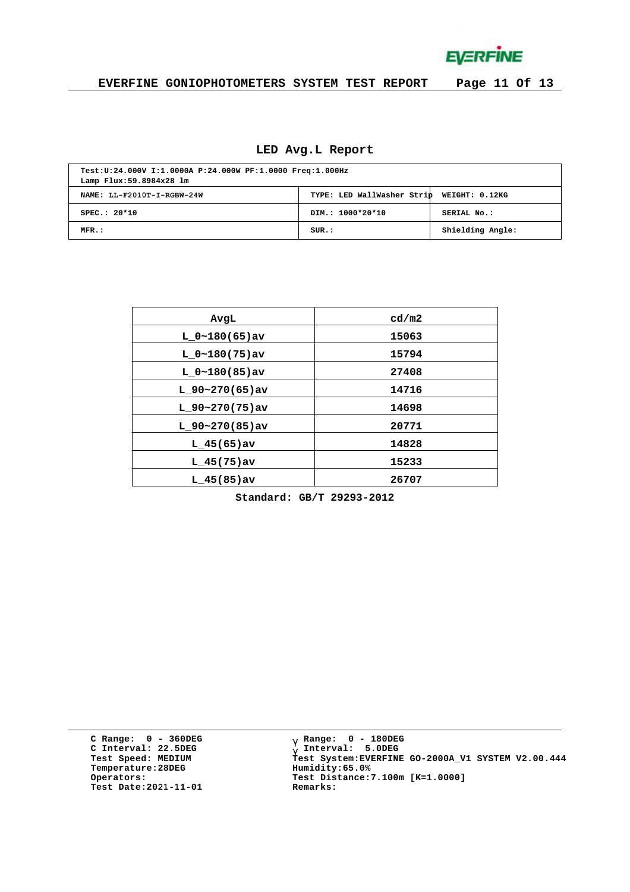## LED Avg.L Report

| Test:U:24.000V I:1.0000A P:24.000W PF:1.0000 Freq:1.000Hz<br>Lamp Flux:59.8984x28 lm | | |
|---|---|---|
| NAME: LL-F2010T-I-RGBW-24W | TYPE: LED WallWasher Strip | WEIGHT: 0.12KG |
| SPEC.: 20*10 | DIM.: 1000*20*10 | SERIAL No.: |
| MFR.: | SUR.: | Shielding Angle: |

| AvgL | cd/m2 |
|---|---|
| L_0~180(65)av | 15063 |
| L_0~180(75)av | 15794 |
| L_0~180(85)av | 27408 |
| L_90~270(65)av | 14716 |
| L_90~270(75)av | 14698 |
| L_90~270(85)av | 20771 |
| L_45(65)av | 14828 |
| L_45(75)av | 15233 |
| L_45(85)av | 26707 |

Standard: GB/T 29293-2012

C Range: 0 - 360DEG
C Interval: 22.5DEG
Test Speed: MEDIUM
Temperature:28DEG
Operators:
Test Date:2021-11-01

γ Range: 0 - 180DEG
γ Interval: 5.0DEG
Test System:EVERFINE GO-2000A_V1 SYSTEM V2.00.444
Humidity:65.0%
Test Distance:7.100m [K=1.0000]
Remarks: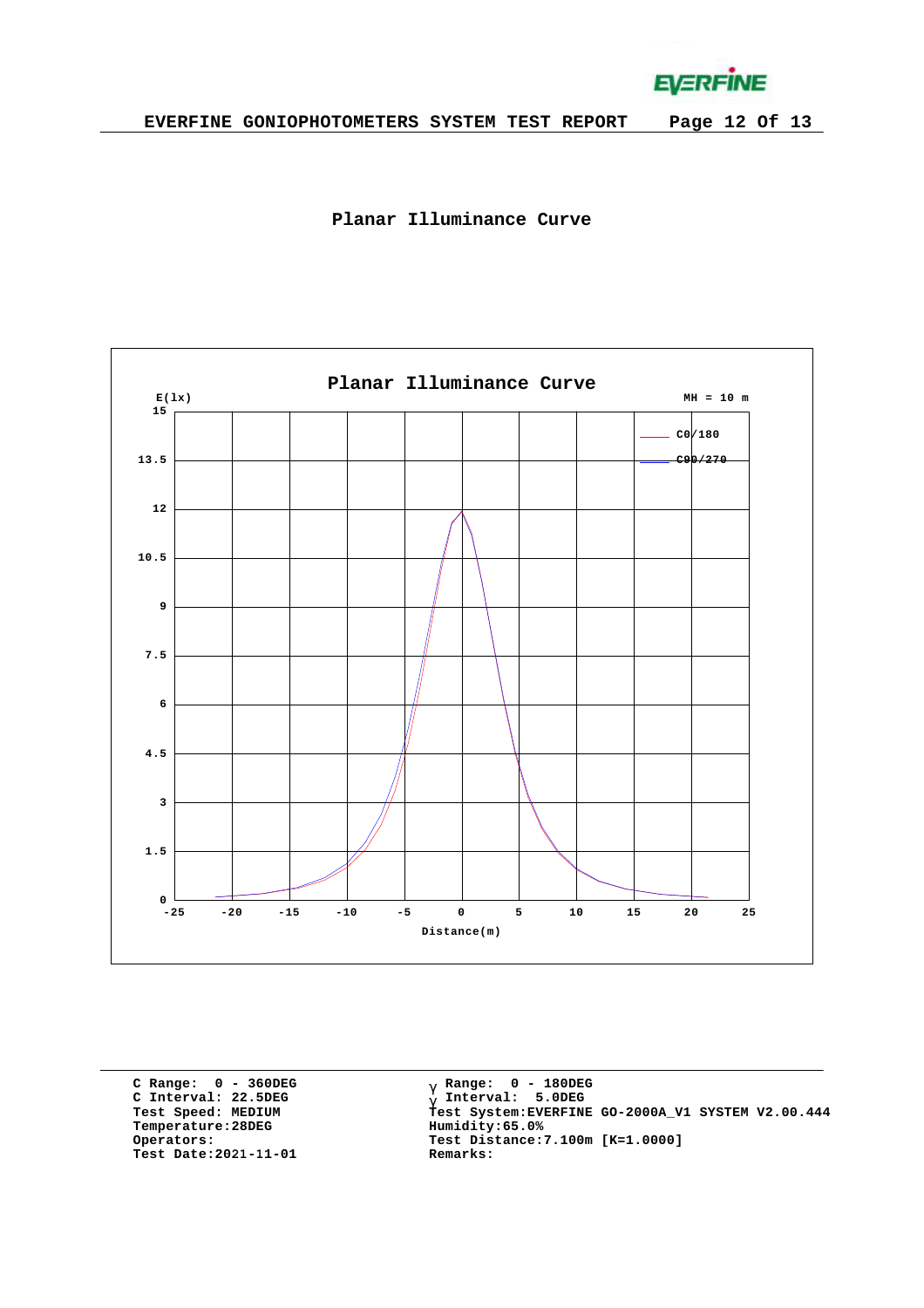## Planar Illuminance Curve

**Planar Illuminance Curve**

E(lx) — MH = 10 m

Legend: C0/180, C90/270

Y-axis: 0, 1.5, 3, 4.5, 6, 7.5, 9, 10.5, 12, 13.5, 15

X-axis: -25, -20, -15, -10, -5, 0, 5, 10, 15, 20, 25

Distance(m)

```
C Range:  0 - 360DEG                 γ Range:  0 - 180DEG
C Interval: 22.5DEG                  γ Interval:  5.0DEG
Test Speed: MEDIUM                   Test System:EVERFINE GO-2000A_V1 SYSTEM V2.00.444
Temperature:28DEG                    Humidity:65.0%
Operators:                           Test Distance:7.100m [K=1.0000]
Test Date:2021-11-01                 Remarks:
```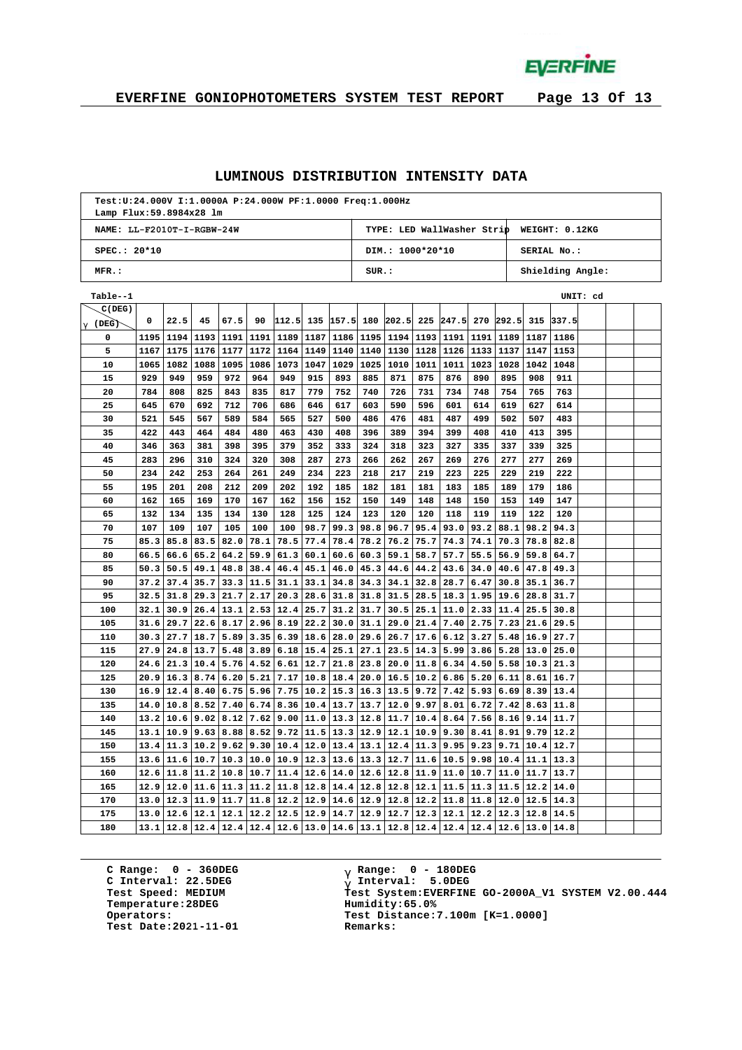## LUMINOUS DISTRIBUTION INTENSITY DATA

| | | |
|---|---|---|
| Test:U:24.000V I:1.0000A P:24.000W PF:1.0000 Freq:1.000Hz<br>Lamp Flux:59.8984x28 lm | | |
| NAME: LL-F2010T-I-RGBW-24W | TYPE: LED WallWasher Strip | WEIGHT: 0.12KG |
| SPEC.: 20*10 | DIM.: 1000*20*10 | SERIAL No.: |
| MFR.: | SUR.: | Shielding Angle: |

Table--1 UNIT: cd

| γ (DEG) \ C(DEG) | 0 | 22.5 | 45 | 67.5 | 90 | 112.5 | 135 | 157.5 | 180 | 202.5 | 225 | 247.5 | 270 | 292.5 | 315 | 337.5 |
|---|---|---|---|---|---|---|---|---|---|---|---|---|---|---|---|---|
| 0 | 1195 | 1194 | 1193 | 1191 | 1191 | 1189 | 1187 | 1186 | 1195 | 1194 | 1193 | 1191 | 1191 | 1189 | 1187 | 1186 |
| 5 | 1167 | 1175 | 1176 | 1177 | 1172 | 1164 | 1149 | 1140 | 1140 | 1130 | 1128 | 1126 | 1133 | 1137 | 1147 | 1153 |
| 10 | 1065 | 1082 | 1088 | 1095 | 1086 | 1073 | 1047 | 1029 | 1025 | 1010 | 1011 | 1011 | 1023 | 1028 | 1042 | 1048 |
| 15 | 929 | 949 | 959 | 972 | 964 | 949 | 915 | 893 | 885 | 871 | 875 | 876 | 890 | 895 | 908 | 911 |
| 20 | 784 | 808 | 825 | 843 | 835 | 817 | 779 | 752 | 740 | 726 | 731 | 734 | 748 | 754 | 765 | 763 |
| 25 | 645 | 670 | 692 | 712 | 706 | 686 | 646 | 617 | 603 | 590 | 596 | 601 | 614 | 619 | 627 | 614 |
| 30 | 521 | 545 | 567 | 589 | 584 | 565 | 527 | 500 | 486 | 476 | 481 | 487 | 499 | 502 | 507 | 483 |
| 35 | 422 | 443 | 464 | 484 | 480 | 463 | 430 | 408 | 396 | 389 | 394 | 399 | 408 | 410 | 413 | 395 |
| 40 | 346 | 363 | 381 | 398 | 395 | 379 | 352 | 333 | 324 | 318 | 323 | 327 | 335 | 337 | 339 | 325 |
| 45 | 283 | 296 | 310 | 324 | 320 | 308 | 287 | 273 | 266 | 262 | 267 | 269 | 276 | 277 | 277 | 269 |
| 50 | 234 | 242 | 253 | 264 | 261 | 249 | 234 | 223 | 218 | 217 | 219 | 223 | 225 | 229 | 219 | 222 |
| 55 | 195 | 201 | 208 | 212 | 209 | 202 | 192 | 185 | 182 | 181 | 181 | 183 | 185 | 189 | 179 | 186 |
| 60 | 162 | 165 | 169 | 170 | 167 | 162 | 156 | 152 | 150 | 149 | 148 | 148 | 150 | 153 | 149 | 147 |
| 65 | 132 | 134 | 135 | 134 | 130 | 128 | 125 | 124 | 123 | 120 | 120 | 118 | 119 | 119 | 122 | 120 |
| 70 | 107 | 109 | 107 | 105 | 100 | 100 | 98.7 | 99.3 | 98.8 | 96.7 | 95.4 | 93.0 | 93.2 | 88.1 | 98.2 | 94.3 |
| 75 | 85.3 | 85.8 | 83.5 | 82.0 | 78.1 | 78.5 | 77.4 | 78.4 | 78.2 | 76.2 | 75.7 | 74.3 | 74.1 | 70.3 | 78.8 | 82.8 |
| 80 | 66.5 | 66.6 | 65.2 | 64.2 | 59.9 | 61.3 | 60.1 | 60.6 | 60.3 | 59.1 | 58.7 | 57.7 | 55.5 | 56.9 | 59.8 | 64.7 |
| 85 | 50.3 | 50.5 | 49.1 | 48.8 | 38.4 | 46.4 | 45.1 | 46.0 | 45.3 | 44.6 | 44.2 | 43.6 | 34.0 | 40.6 | 47.8 | 49.3 |
| 90 | 37.2 | 37.4 | 35.7 | 33.3 | 11.5 | 31.1 | 33.1 | 34.8 | 34.3 | 34.1 | 32.8 | 28.7 | 6.47 | 30.8 | 35.1 | 36.7 |
| 95 | 32.5 | 31.8 | 29.3 | 21.7 | 2.17 | 20.3 | 28.6 | 31.8 | 31.8 | 31.5 | 28.5 | 18.3 | 1.95 | 19.6 | 28.8 | 31.7 |
| 100 | 32.1 | 30.9 | 26.4 | 13.1 | 2.53 | 12.4 | 25.7 | 31.2 | 31.7 | 30.5 | 25.1 | 11.0 | 2.33 | 11.4 | 25.5 | 30.8 |
| 105 | 31.6 | 29.7 | 22.6 | 8.17 | 2.96 | 8.19 | 22.2 | 30.0 | 31.1 | 29.0 | 21.4 | 7.40 | 2.75 | 7.23 | 21.6 | 29.5 |
| 110 | 30.3 | 27.7 | 18.7 | 5.89 | 3.35 | 6.39 | 18.6 | 28.0 | 29.6 | 26.7 | 17.6 | 6.12 | 3.27 | 5.48 | 16.9 | 27.7 |
| 115 | 27.9 | 24.8 | 13.7 | 5.48 | 3.89 | 6.18 | 15.4 | 25.1 | 27.1 | 23.5 | 14.3 | 5.99 | 3.86 | 5.28 | 13.0 | 25.0 |
| 120 | 24.6 | 21.3 | 10.4 | 5.76 | 4.52 | 6.61 | 12.7 | 21.8 | 23.8 | 20.0 | 11.8 | 6.34 | 4.50 | 5.58 | 10.3 | 21.3 |
| 125 | 20.9 | 16.3 | 8.74 | 6.20 | 5.21 | 7.17 | 10.8 | 18.4 | 20.0 | 16.5 | 10.2 | 6.86 | 5.20 | 6.11 | 8.61 | 16.7 |
| 130 | 16.9 | 12.4 | 8.40 | 6.75 | 5.96 | 7.75 | 10.2 | 15.3 | 16.3 | 13.5 | 9.72 | 7.42 | 5.93 | 6.69 | 8.39 | 13.4 |
| 135 | 14.0 | 10.8 | 8.52 | 7.40 | 6.74 | 8.36 | 10.4 | 13.7 | 13.7 | 12.0 | 9.97 | 8.01 | 6.72 | 7.42 | 8.63 | 11.8 |
| 140 | 13.2 | 10.6 | 9.02 | 8.12 | 7.62 | 9.00 | 11.0 | 13.3 | 12.8 | 11.7 | 10.4 | 8.64 | 7.56 | 8.16 | 9.14 | 11.7 |
| 145 | 13.1 | 10.9 | 9.63 | 8.88 | 8.52 | 9.72 | 11.5 | 13.3 | 12.9 | 12.1 | 10.9 | 9.30 | 8.41 | 8.91 | 9.79 | 12.2 |
| 150 | 13.4 | 11.3 | 10.2 | 9.62 | 9.30 | 10.4 | 12.0 | 13.4 | 13.1 | 12.4 | 11.3 | 9.95 | 9.23 | 9.71 | 10.4 | 12.7 |
| 155 | 13.6 | 11.6 | 10.7 | 10.3 | 10.0 | 10.9 | 12.3 | 13.6 | 13.3 | 12.7 | 11.6 | 10.5 | 9.98 | 10.4 | 11.1 | 13.3 |
| 160 | 12.6 | 11.8 | 11.2 | 10.8 | 10.7 | 11.4 | 12.6 | 14.0 | 12.6 | 12.8 | 11.9 | 11.0 | 10.7 | 11.0 | 11.7 | 13.7 |
| 165 | 12.9 | 12.0 | 11.6 | 11.3 | 11.2 | 11.8 | 12.8 | 14.4 | 12.8 | 12.8 | 12.1 | 11.5 | 11.3 | 11.5 | 12.2 | 14.0 |
| 170 | 13.0 | 12.3 | 11.9 | 11.7 | 11.8 | 12.2 | 12.9 | 14.6 | 12.9 | 12.8 | 12.2 | 11.8 | 11.8 | 12.0 | 12.5 | 14.3 |
| 175 | 13.0 | 12.6 | 12.1 | 12.1 | 12.2 | 12.5 | 12.9 | 14.7 | 12.9 | 12.7 | 12.3 | 12.1 | 12.2 | 12.3 | 12.8 | 14.5 |
| 180 | 13.1 | 12.8 | 12.4 | 12.4 | 12.4 | 12.6 | 13.0 | 14.6 | 13.1 | 12.8 | 12.4 | 12.4 | 12.4 | 12.6 | 13.0 | 14.8 |

C Range: 0 - 360DEG
C Interval: 22.5DEG
Test Speed: MEDIUM
Temperature:28DEG
Operators:
Test Date:2021-11-01

γ Range: 0 - 180DEG
γ Interval: 5.0DEG
Test System:EVERFINE GO-2000A_V1 SYSTEM V2.00.444
Humidity:65.0%
Test Distance:7.100m [K=1.0000]
Remarks: